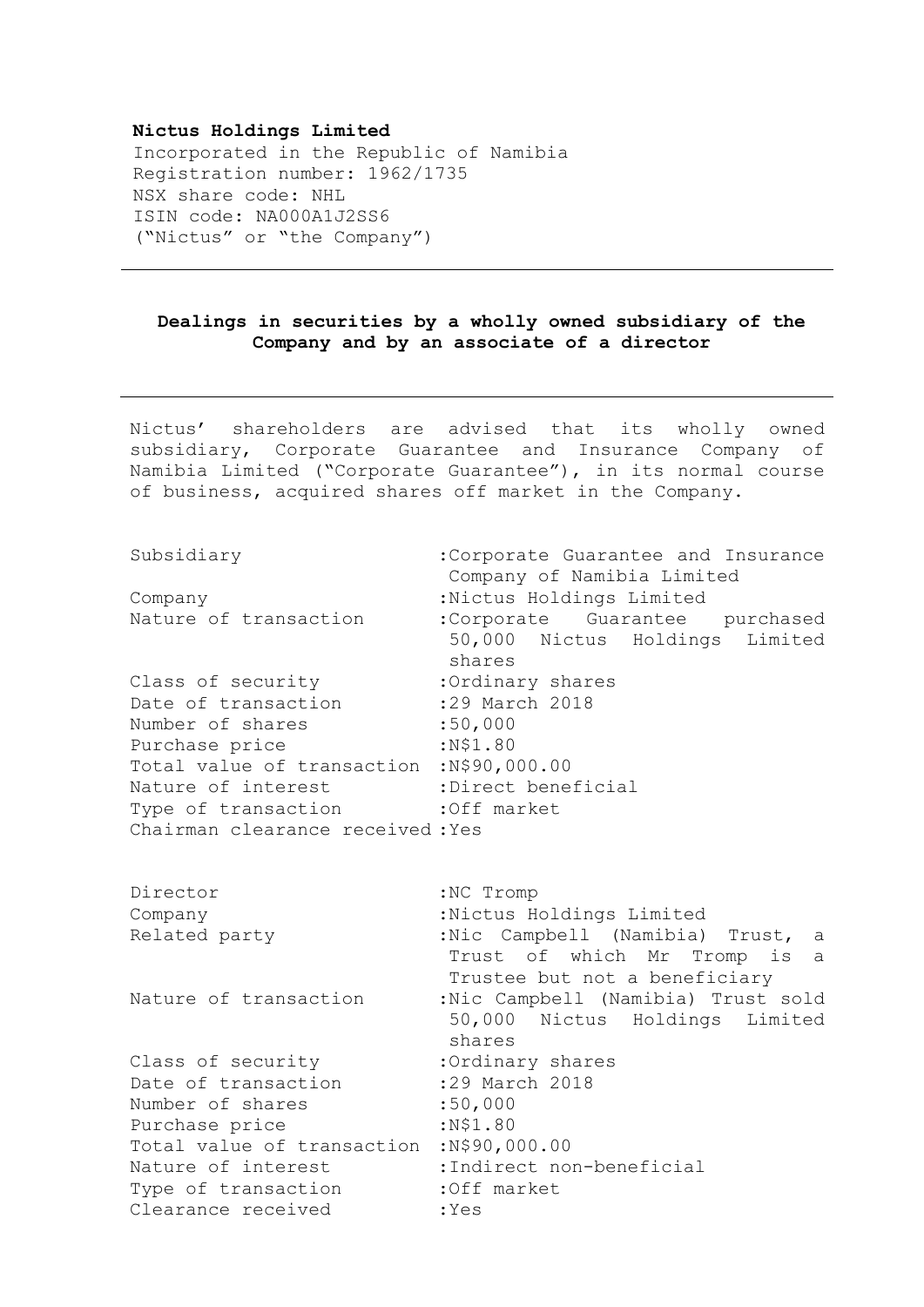**Nictus Holdings Limited**
Incorporated in the Republic of Namibia
Registration number: 1962/1735
NSX share code: NHL
ISIN code: NA000A1J2SS6
("Nictus" or "the Company")

---

**Dealings in securities by a wholly owned subsidiary of the Company and by an associate of a director**

---

Nictus' shareholders are advised that its wholly owned subsidiary, Corporate Guarantee and Insurance Company of Namibia Limited ("Corporate Guarantee"), in its normal course of business, acquired shares off market in the Company.

| | |
|---|---|
| Subsidiary | :Corporate Guarantee and Insurance Company of Namibia Limited |
| Company | :Nictus Holdings Limited |
| Nature of transaction | :Corporate Guarantee purchased 50,000 Nictus Holdings Limited shares |
| Class of security | :Ordinary shares |
| Date of transaction | :29 March 2018 |
| Number of shares | :50,000 |
| Purchase price | :N$1.80 |
| Total value of transaction | :N$90,000.00 |
| Nature of interest | :Direct beneficial |
| Type of transaction | :Off market |
| Chairman clearance received | :Yes |

| | |
|---|---|
| Director | :NC Tromp |
| Company | :Nictus Holdings Limited |
| Related party | :Nic Campbell (Namibia) Trust, a Trust of which Mr Tromp is a Trustee but not a beneficiary |
| Nature of transaction | :Nic Campbell (Namibia) Trust sold 50,000 Nictus Holdings Limited shares |
| Class of security | :Ordinary shares |
| Date of transaction | :29 March 2018 |
| Number of shares | :50,000 |
| Purchase price | :N$1.80 |
| Total value of transaction | :N$90,000.00 |
| Nature of interest | :Indirect non-beneficial |
| Type of transaction | :Off market |
| Clearance received | :Yes |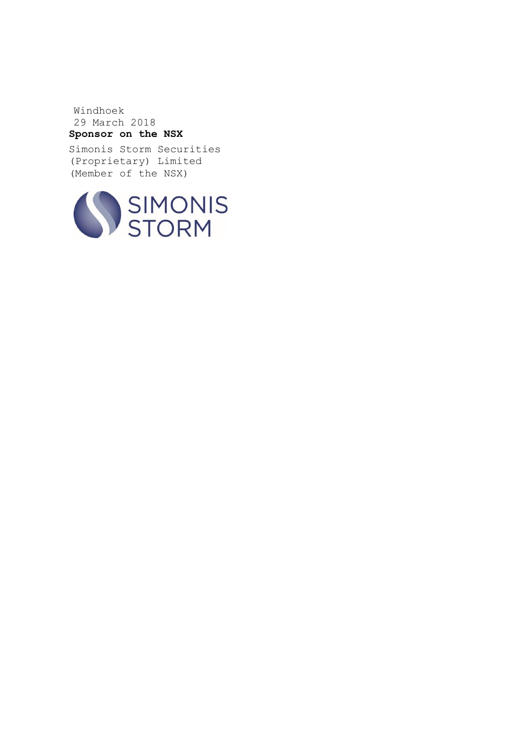Windhoek
29 March 2018

**Sponsor on the NSX**

Simonis Storm Securities
(Proprietary) Limited
(Member of the NSX)